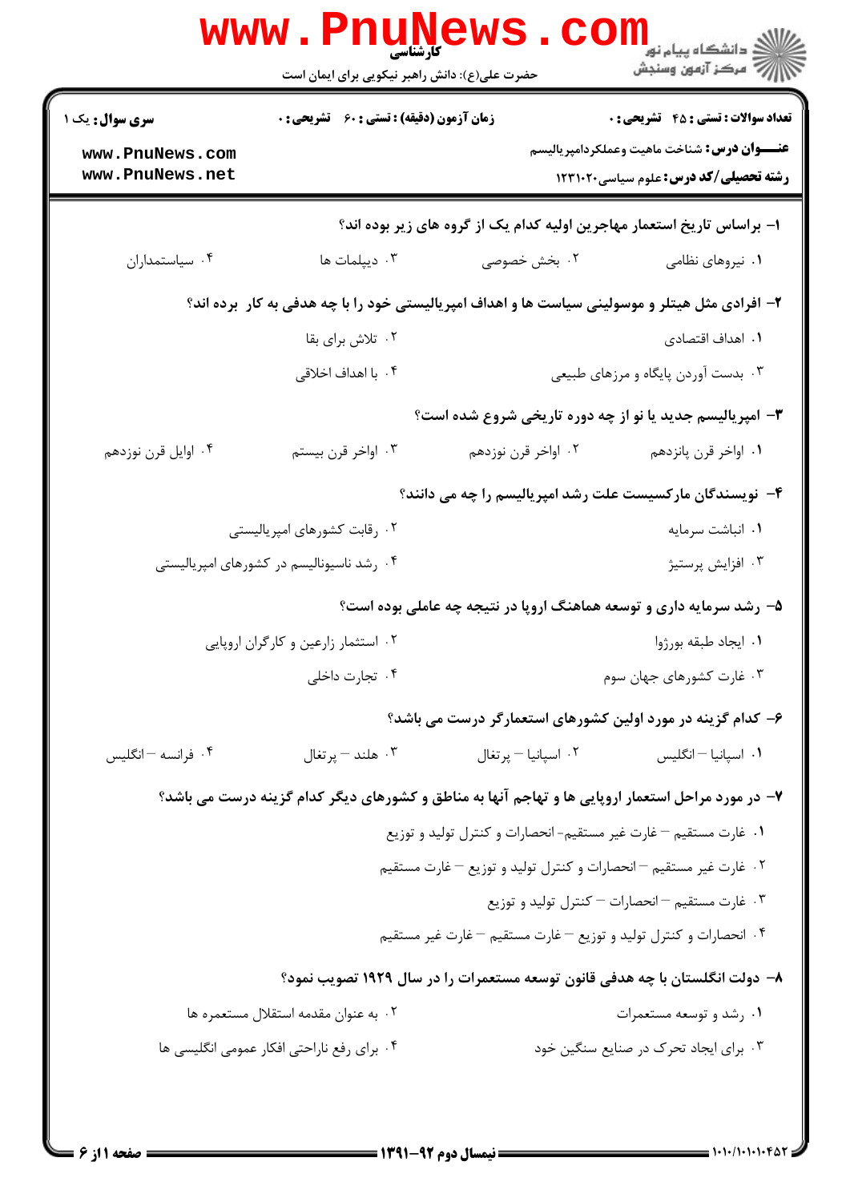کارشناسی

حضرت علی(ع): دانش راهبر نیکویی برای ایمان است

**سری سوال:** یک ۱

**زمان آزمون (دقیقه) : تستی : ۶۰ تشریحی : ۰**

**تعداد سوالات : تستی : ۴۵ تشریحی : ۰**

**عنوان درس:** شناخت ماهیت وعملکردامپریالیسم

**رشته تحصیلی/کد درس:** علوم سیاسی۱۲۳۱۰۲۰

**۱- براساس تاریخ استعمار مهاجرین اولیه کدام یک از گروه های زیر بوده اند؟**

۱. نیروهای نظامی
۲. بخش خصوصی
۳. دیپلمات ها
۴. سیاستمداران

**۲- افرادی مثل هیتلر و موسولینی سیاست ها و اهداف امپریالیستی خود را با چه هدفی به کار برده اند؟**

۱. اهداف اقتصادی
۲. تلاش برای بقا
۳. بدست آوردن پایگاه و مرزهای طبیعی
۴. با اهداف اخلاقی

**۳- امپریالیسم جدید یا نو از چه دوره تاریخی شروع شده است؟**

۱. اواخر قرن پانزدهم
۲. اواخر قرن نوزدهم
۳. اواخر قرن بیستم
۴. اوایل قرن نوزدهم

**۴- نویسندگان مارکسیست علت رشد امپریالیسم را چه می دانند؟**

۱. انباشت سرمایه
۲. رقابت کشورهای امپریالیستی
۳. افزایش پرستیژ
۴. رشد ناسیونالیسم در کشورهای امپریالیستی

**۵- رشد سرمایه داری و توسعه هماهنگ اروپا در نتیجه چه عاملی بوده است؟**

۱. ایجاد طبقه بورژوا
۲. استثمار زارعین و کارگران اروپایی
۳. غارت کشورهای جهان سوم
۴. تجارت داخلی

**۶- کدام گزینه در مورد اولین کشورهای استعمارگر درست می باشد؟**

۱. اسپانیا – انگلیس
۲. اسپانیا – پرتغال
۳. هلند – پرتغال
۴. فرانسه – انگلیس

**۷- در مورد مراحل استعمار اروپایی ها و تهاجم آنها به مناطق و کشورهای دیگر کدام گزینه درست می باشد؟**

۱. غارت مستقیم – غارت غیر مستقیم- انحصارات و کنترل تولید و توزیع
۲. غارت غیر مستقیم – انحصارات و کنترل تولید و توزیع – غارت مستقیم
۳. غارت مستقیم – انحصارات – کنترل تولید و توزیع
۴. انحصارات و کنترل تولید و توزیع – غارت مستقیم – غارت غیر مستقیم

**۸- دولت انگلستان با چه هدفی قانون توسعه مستعمرات را در سال ۱۹۲۹ تصویب نمود؟**

۱. رشد و توسعه مستعمرات
۲. به عنوان مقدمه استقلال مستعمره ها
۳. برای ایجاد تحرک در صنایع سنگین خود
۴. برای رفع ناراحتی افکار عمومی انگلیسی ها

نیمسال دوم ۹۲-۱۳۹۱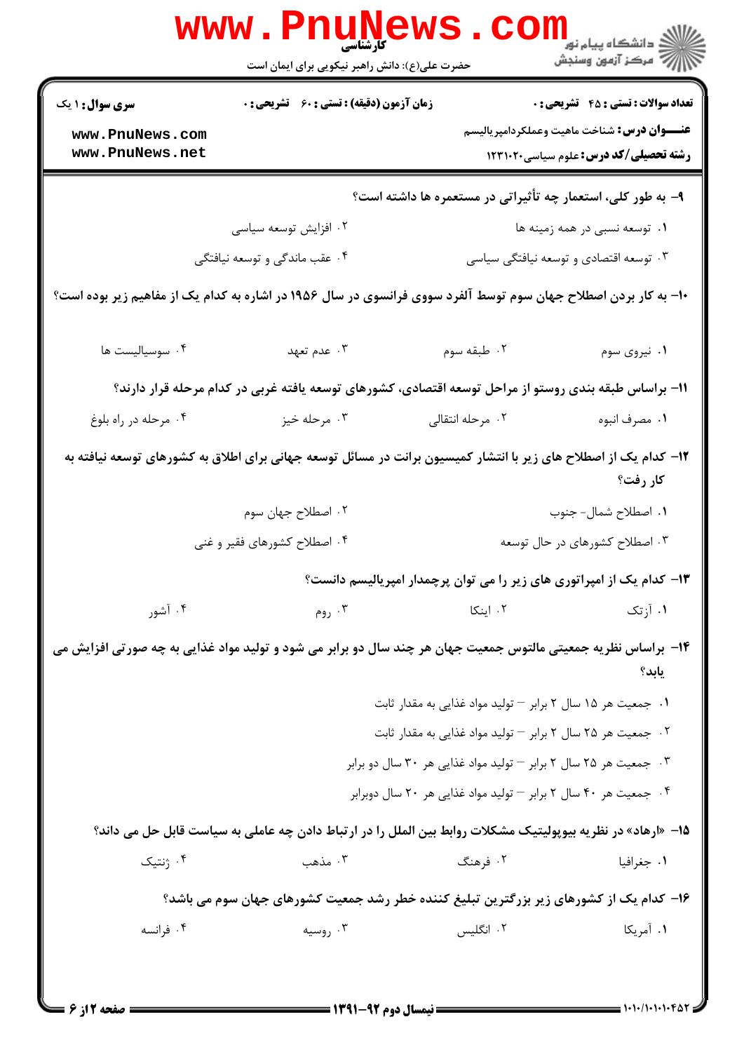کارشناسی

حضرت علی(ع): دانش راهبر نیکویی برای ایمان است

**سری سوال:** ۱ یک

**زمان آزمون (دقیقه) : تستی :** ۶۰ **تشریحی :** ۰

**تعداد سوالات : تستی :** ۴۵ **تشریحی :** ۰

**عنـــوان درس:** شناخت ماهیت وعملکردامپریالیسم

**رشته تحصیلی/کد درس:** علوم سیاسی۱۲۳۱۰۲۰

**۹- به طور کلی، استعمار چه تأثیراتی در مستعمره ها داشته است؟**

۱. توسعه نسبی در همه زمینه ها

۲. افزایش توسعه سیاسی

۳. توسعه اقتصادی و توسعه نیافتگی سیاسی

۴. عقب ماندگی و توسعه نیافتگی

**۱۰- به کار بردن اصطلاح جهان سوم توسط آلفرد سووی فرانسوی در سال ۱۹۵۶ در اشاره به کدام یک از مفاهیم زیر بوده است؟**

۱. نیروی سوم

۲. طبقه سوم

۳. عدم تعهد

۴. سوسیالیست ها

**۱۱- براساس طبقه بندی روستو از مراحل توسعه اقتصادی، کشورهای توسعه یافته غربی در کدام مرحله قرار دارند؟**

۱. مصرف انبوه

۲. مرحله انتقالی

۳. مرحله خیز

۴. مرحله در راه بلوغ

**۱۲- کدام یک از اصطلاح های زیر با انتشار کمیسیون برانت در مسائل توسعه جهانی برای اطلاق به کشورهای توسعه نیافته به کار رفت؟**

۱. اصطلاح شمال- جنوب

۲. اصطلاح جهان سوم

۳. اصطلاح کشورهای در حال توسعه

۴. اصطلاح کشورهای فقیر و غنی

**۱۳- کدام یک از امپراتوری های زیر را می توان پرچمدار امپریالیسم دانست؟**

۱. آزتک

۲. اینکا

۳. روم

۴. آشور

**۱۴- براساس نظریه جمعیتی مالتوس جمعیت جهان هر چند سال دو برابر می شود و تولید مواد غذایی به چه صورتی افزایش می یابد؟**

۱. جمعیت هر ۱۵ سال ۲ برابر – تولید مواد غذایی به مقدار ثابت

۲. جمعیت هر ۲۵ سال ۲ برابر – تولید مواد غذایی به مقدار ثابت

۳. جمعیت هر ۲۵ سال ۲ برابر – تولید مواد غذایی هر ۳۰ سال دو برابر

۴. جمعیت هر ۴۰ سال ۲ برابر – تولید مواد غذایی هر ۲۰ سال دوبرابر

**۱۵- «ارهاد» در نظریه بیوپولیتیک مشکلات روابط بین الملل را در ارتباط دادن چه عاملی به سیاست قابل حل می داند؟**

۱. جغرافیا

۲. فرهنگ

۳. مذهب

۴. ژنتیک

**۱۶- کدام یک از کشورهای زیر بزرگترین تبلیغ کننده خطر رشد جمعیت کشورهای جهان سوم می باشد؟**

۱. آمریکا

۲. انگلیس

۳. روسیه

۴. فرانسه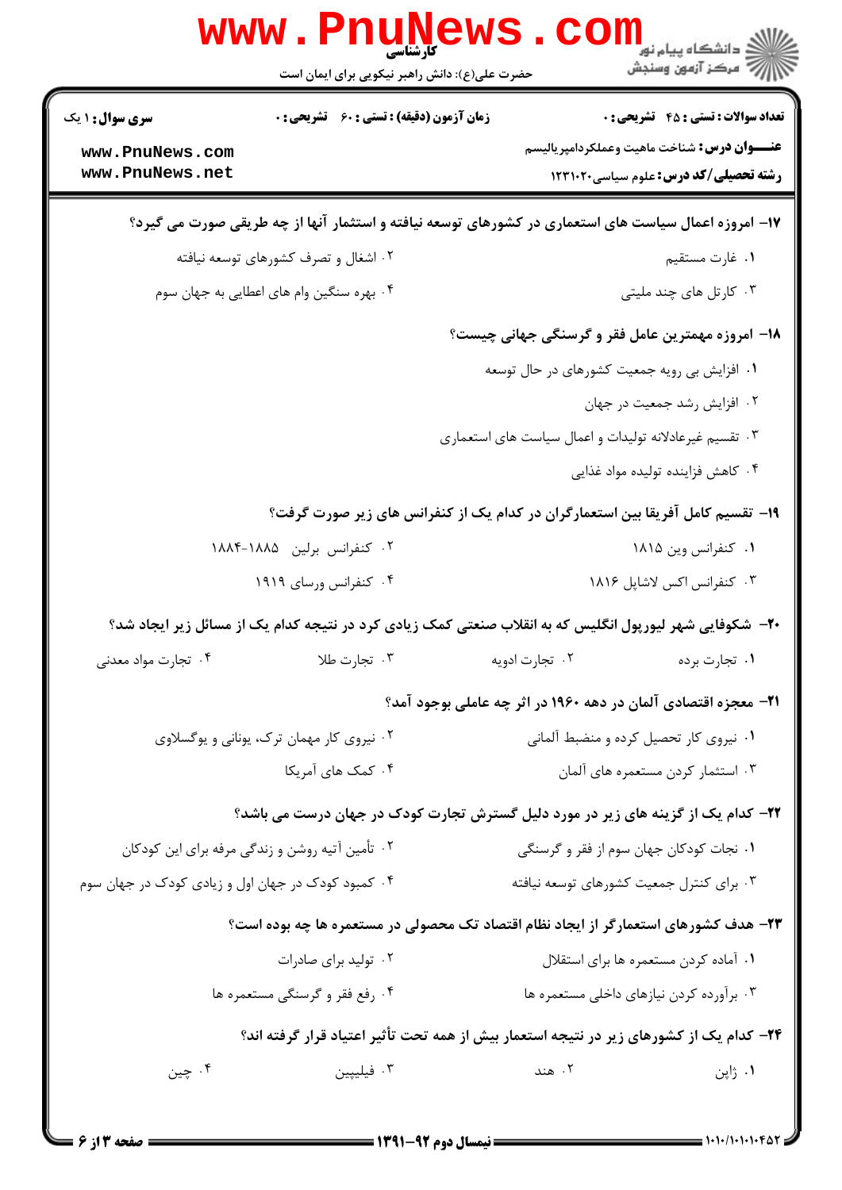۱۷- امروزه اعمال سیاست های استعماری در کشورهای توسعه نیافته و استثمار آنها از چه طریقی صورت می گیرد؟

۱. غارت مستقیم
۲. اشغال و تصرف کشورهای توسعه نیافته
۳. کارتل های چند ملیتی
۴. بهره سنگین وام های اعطایی به جهان سوم

۱۸- امروزه مهمترین عامل فقر و گرسنگی جهانی چیست؟

۱. افزایش بی رویه جمعیت کشورهای در حال توسعه
۲. افزایش رشد جمعیت در جهان
۳. تقسیم غیرعادلانه تولیدات و اعمال سیاست های استعماری
۴. کاهش فزاینده تولیده مواد غذایی

۱۹- تقسیم کامل آفریقا بین استعمارگران در کدام یک از کنفرانس های زیر صورت گرفت؟

۱. کنفرانس وین ۱۸۱۵
۲. کنفرانس برلین ۱۸۸۵-۱۸۸۴
۳. کنفرانس اکس لاشاپل ۱۸۱۶
۴. کنفرانس ورسای ۱۹۱۹

۲۰- شکوفایی شهر لیورپول انگلیس که به انقلاب صنعتی کمک زیادی کرد در نتیجه کدام یک از مسائل زیر ایجاد شد؟

۱. تجارت برده
۲. تجارت ادویه
۳. تجارت طلا
۴. تجارت مواد معدنی

۲۱- معجزه اقتصادی آلمان در دهه ۱۹۶۰ در اثر چه عاملی بوجود آمد؟

۱. نیروی کار تحصیل کرده و منضبط آلمانی
۲. نیروی کار مهمان ترک، یونانی و یوگسلاوی
۳. استثمار کردن مستعمره های آلمان
۴. کمک های آمریکا

۲۲- کدام یک از گزینه های زیر در مورد دلیل گسترش تجارت کودک در جهان درست می باشد؟

۱. نجات کودکان جهان سوم از فقر و گرسنگی
۲. تأمین آتیه روشن و زندگی مرفه برای این کودکان
۳. برای کنترل جمعیت کشورهای توسعه نیافته
۴. کمبود کودک در جهان اول و زیادی کودک در جهان سوم

۲۳- هدف کشورهای استعمارگر از ایجاد نظام اقتصاد تک محصولی در مستعمره ها چه بوده است؟

۱. آماده کردن مستعمره ها برای استقلال
۲. تولید برای صادرات
۳. برآورده کردن نیازهای داخلی مستعمره ها
۴. رفع فقر و گرسنگی مستعمره ها

۲۴- کدام یک از کشورهای زیر در نتیجه استعمار بیش از همه تحت تأثیر اعتیاد قرار گرفته اند؟

۱. ژاپن
۲. هند
۳. فیلیپین
۴. چین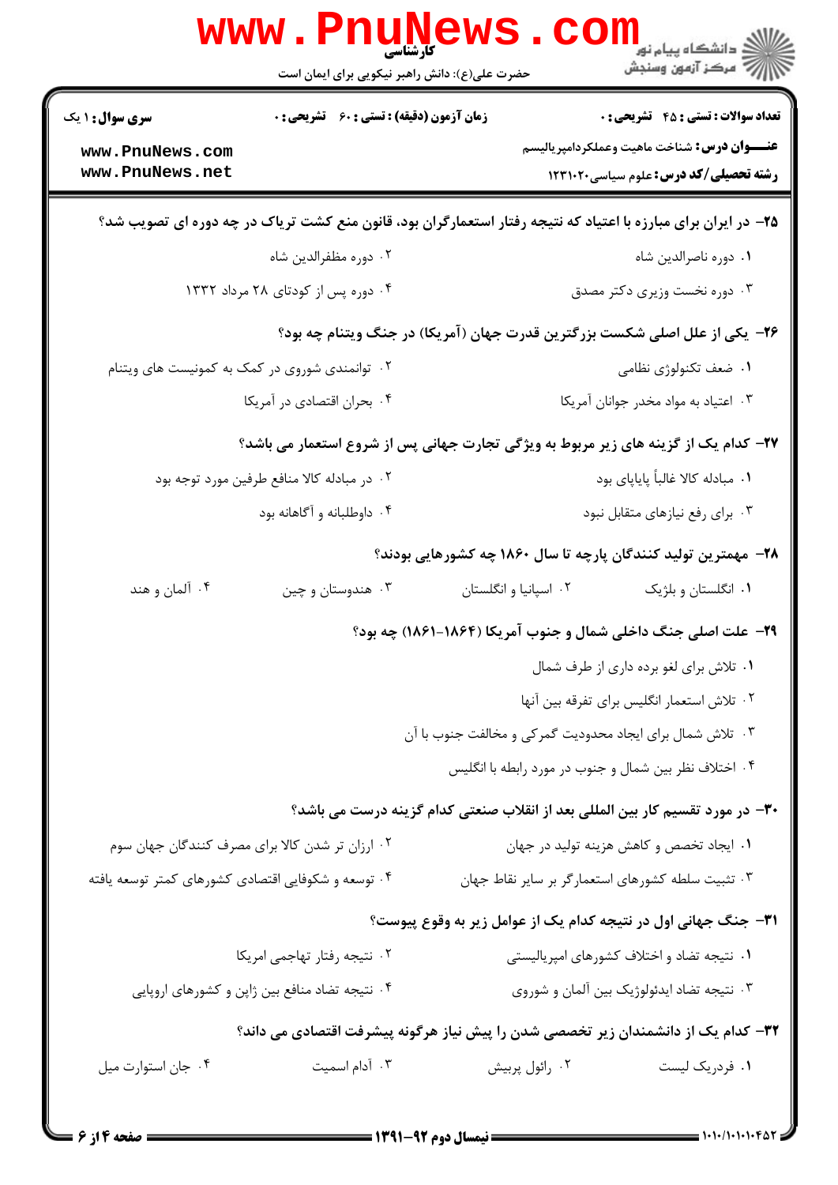**سری سؤال:** ۱ یک

**زمان آزمون (دقیقه) : تستی : ۶۰ تشریحی : ۰**

**تعداد سوالات : تستی : ۴۵ تشریحی : ۰**

**عنـــوان درس:** شناخت ماهیت وعملکردامپریالیسم

**رشته تحصیلی/کد درس:** علوم سیاسی۱۲۳۱۰۲۰

**۲۵- در ایران برای مبارزه با اعتیاد که نتیجه رفتار استعمارگران بود، قانون منع کشت تریاک در چه دوره ای تصویب شد؟**

۱. دوره ناصرالدین شاه

۲. دوره مظفرالدین شاه

۳. دوره نخست وزیری دکتر مصدق

۴. دوره پس از کودتای ۲۸ مرداد ۱۳۳۲

**۲۶- یکی از علل اصلی شکست بزرگترین قدرت جهان (آمریکا) در جنگ ویتنام چه بود؟**

۱. ضعف تکنولوژی نظامی

۲. توانمندی شوروی در کمک به کمونیست های ویتنام

۳. اعتیاد به مواد مخدر جوانان آمریکا

۴. بحران اقتصادی در آمریکا

**۲۷- کدام یک از گزینه های زیر مربوط به ویژگی تجارت جهانی پس از شروع استعمار می باشد؟**

۱. مبادله کالا غالباً پایاپای بود

۲. در مبادله کالا منافع طرفین مورد توجه بود

۳. برای رفع نیازهای متقابل نبود

۴. داوطلبانه و آگاهانه بود

**۲۸- مهمترین تولید کنندگان پارچه تا سال ۱۸۶۰ چه کشورهایی بودند؟**

۱. انگلستان و بلژیک

۲. اسپانیا و انگلستان

۳. هندوستان و چین

۴. آلمان و هند

**۲۹- علت اصلی جنگ داخلی شمال و جنوب آمریکا (۱۸۶۴-۱۸۶۱) چه بود؟**

۱. تلاش برای لغو برده داری از طرف شمال

۲. تلاش استعمار انگلیس برای تفرقه بین آنها

۳. تلاش شمال برای ایجاد محدودیت گمرکی و مخالفت جنوب با آن

۴. اختلاف نظر بین شمال و جنوب در مورد رابطه با انگلیس

**۳۰- در مورد تقسیم کار بین المللی بعد از انقلاب صنعتی کدام گزینه درست می باشد؟**

۱. ایجاد تخصص و کاهش هزینه تولید در جهان

۲. ارزان تر شدن کالا برای مصرف کنندگان جهان سوم

۳. تثبیت سلطه کشورهای استعمارگر بر سایر نقاط جهان

۴. توسعه و شکوفایی اقتصادی کشورهای کمتر توسعه یافته

**۳۱- جنگ جهانی اول در نتیجه کدام یک از عوامل زیر به وقوع پیوست؟**

۱. نتیجه تضاد و اختلاف کشورهای امپریالیستی

۲. نتیجه رفتار تهاجمی امریکا

۳. نتیجه تضاد ایدئولوژیک بین آلمان و شوروی

۴. نتیجه تضاد منافع بین ژاپن و کشورهای اروپایی

**۳۲- کدام یک از دانشمندان زیر تخصصی شدن را پیش نیاز هرگونه پیشرفت اقتصادی می داند؟**

۱. فردریک لیست

۲. رائول پربیش

۳. آدام اسمیت

۴. جان استوارت میل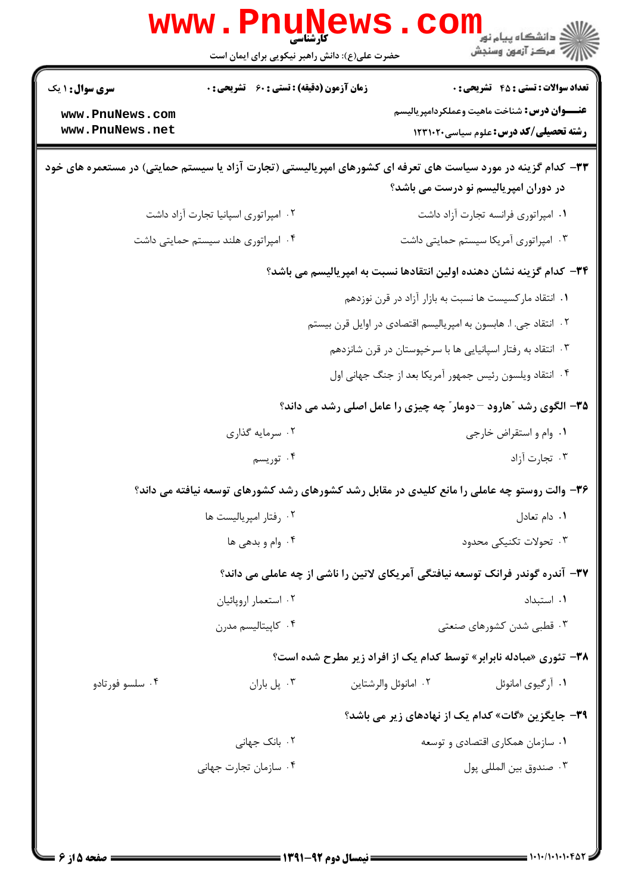۳۳- کدام گزینه در مورد سیاست های تعرفه ای کشورهای امپریالیستی (تجارت آزاد یا سیستم حمایتی) در مستعمره های خود در دوران امپریالیسم نو درست می باشد؟

۱. امپراتوری فرانسه تجارت آزاد داشت

۲. امپراتوری اسپانیا تجارت آزاد داشت

۳. امپراتوری آمریکا سیستم حمایتی داشت

۴. امپراتوری هلند سیستم حمایتی داشت

۳۴- کدام گزینه نشان دهنده اولین انتقادها نسبت به امپریالیسم می باشد؟

۱. انتقاد مارکسیست ها نسبت به بازار آزاد در قرن نوزدهم

۲. انتقاد جی. ا. هابسون به امپریالیسم اقتصادی در اوایل قرن بیستم

۳. انتقاد به رفتار اسپانیایی ها با سرخپوستان در قرن شانزدهم

۴. انتقاد ویلسون رئیس جمهور آمریکا بعد از جنگ جهانی اول

۳۵- الگوی رشد "هارود – دومار" چه چیزی را عامل اصلی رشد می داند؟

۱. وام و استقراض خارجی

۲. سرمایه گذاری

۳. تجارت آزاد

۴. توریسم

۳۶- والت روستو چه عاملی را مانع کلیدی در مقابل رشد کشورهای رشد کشورهای توسعه نیافته می داند؟

۱. دام تعادل

۲. رفتار امپریالیست ها

۳. تحولات تکنیکی محدود

۴. وام و بدهی ها

۳۷- آندره گوندر فرانک توسعه نیافتگی آمریکای لاتین را ناشی از چه عاملی می داند؟

۱. استبداد

۲. استعمار اروپائیان

۳. قطبی شدن کشورهای صنعتی

۴. کاپیتالیسم مدرن

۳۸- تئوری «مبادله نابرابر» توسط کدام یک از افراد زیر مطرح شده است؟

۱. آرگیری امانوئل

۲. امانوئل والرشتاین

۳. پل باران

۴. سلسو فورتادو

۳۹- جایگزین «گات» کدام یک از نهادهای زیر می باشد؟

۱. سازمان همکاری اقتصادی و توسعه

۲. بانک جهانی

۳. صندوق بین المللی پول

۴. سازمان تجارت جهانی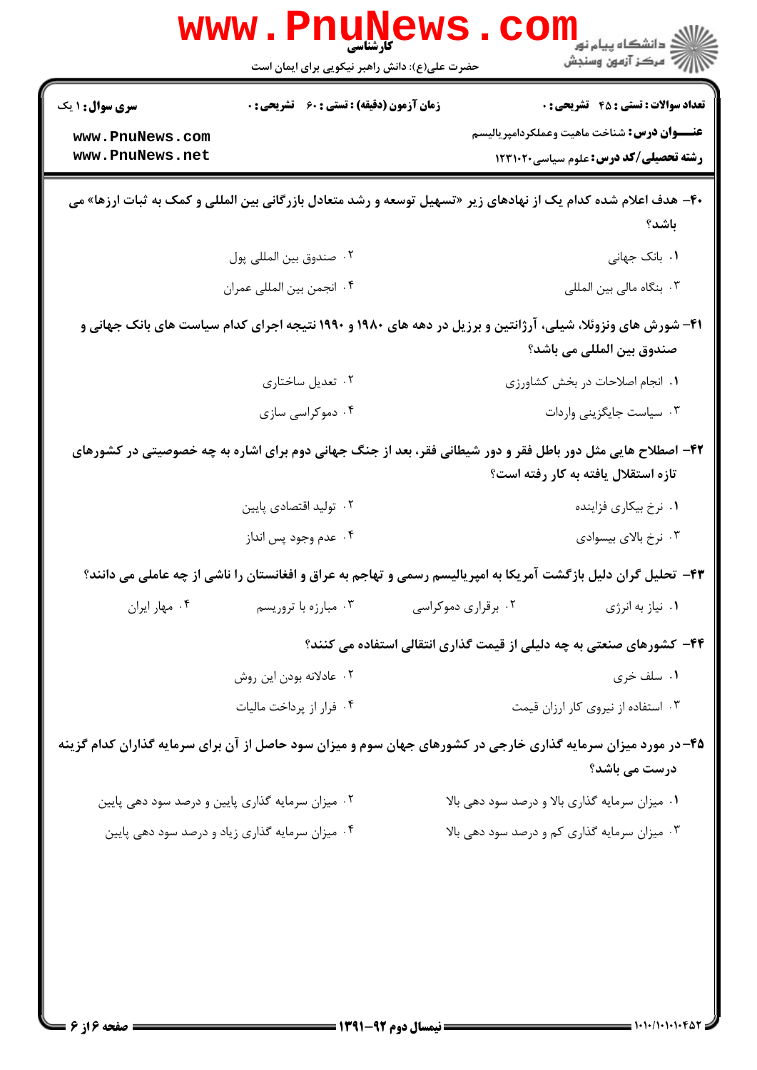۴۰- هدف اعلام شده کدام یک از نهادهای زیر «تسهیل توسعه و رشد متعادل بازرگانی بین المللی و کمک به ثبات ارزها» می باشد؟

۱. بانک جهانی
۲. صندوق بین المللی پول
۳. بنگاه مالی بین المللی
۴. انجمن بین المللی عمران

۴۱- شورش های ونزوئلا، شیلی، آرژانتین و برزیل در دهه های ۱۹۸۰ و ۱۹۹۰ نتیجه اجرای کدام سیاست های بانک جهانی و صندوق بین المللی می باشد؟

۱. انجام اصلاحات در بخش کشاورزی
۲. تعدیل ساختاری
۳. سیاست جایگزینی واردات
۴. دموکراسی سازی

۴۲- اصطلاح هایی مثل دور باطل فقر و دور شیطانی فقر، بعد از جنگ جهانی دوم برای اشاره به چه خصوصیتی در کشورهای تازه استقلال یافته به کار رفته است؟

۱. نرخ بیکاری فزاینده
۲. تولید اقتصادی پایین
۳. نرخ بالای بیسوادی
۴. عدم وجود پس انداز

۴۳- تحلیل گران دلیل بازگشت آمریکا به امپریالیسم رسمی و تهاجم به عراق و افغانستان را ناشی از چه عاملی می دانند؟

۱. نیاز به انرژی
۲. برقراری دموکراسی
۳. مبارزه با تروریسم
۴. مهار ایران

۴۴- کشورهای صنعتی به چه دلیلی از قیمت گذاری انتقالی استفاده می کنند؟

۱. سلف خری
۲. عادلانه بودن این روش
۳. استفاده از نیروی کار ارزان قیمت
۴. فرار از پرداخت مالیات

۴۵- در مورد میزان سرمایه گذاری خارجی در کشورهای جهان سوم و میزان سود حاصل از آن برای سرمایه گذاران کدام گزینه درست می باشد؟

۱. میزان سرمایه گذاری بالا و درصد سود دهی بالا
۲. میزان سرمایه گذاری پایین و درصد سود دهی پایین
۳. میزان سرمایه گذاری کم و درصد سود دهی بالا
۴. میزان سرمایه گذاری زیاد و درصد سود دهی پایین